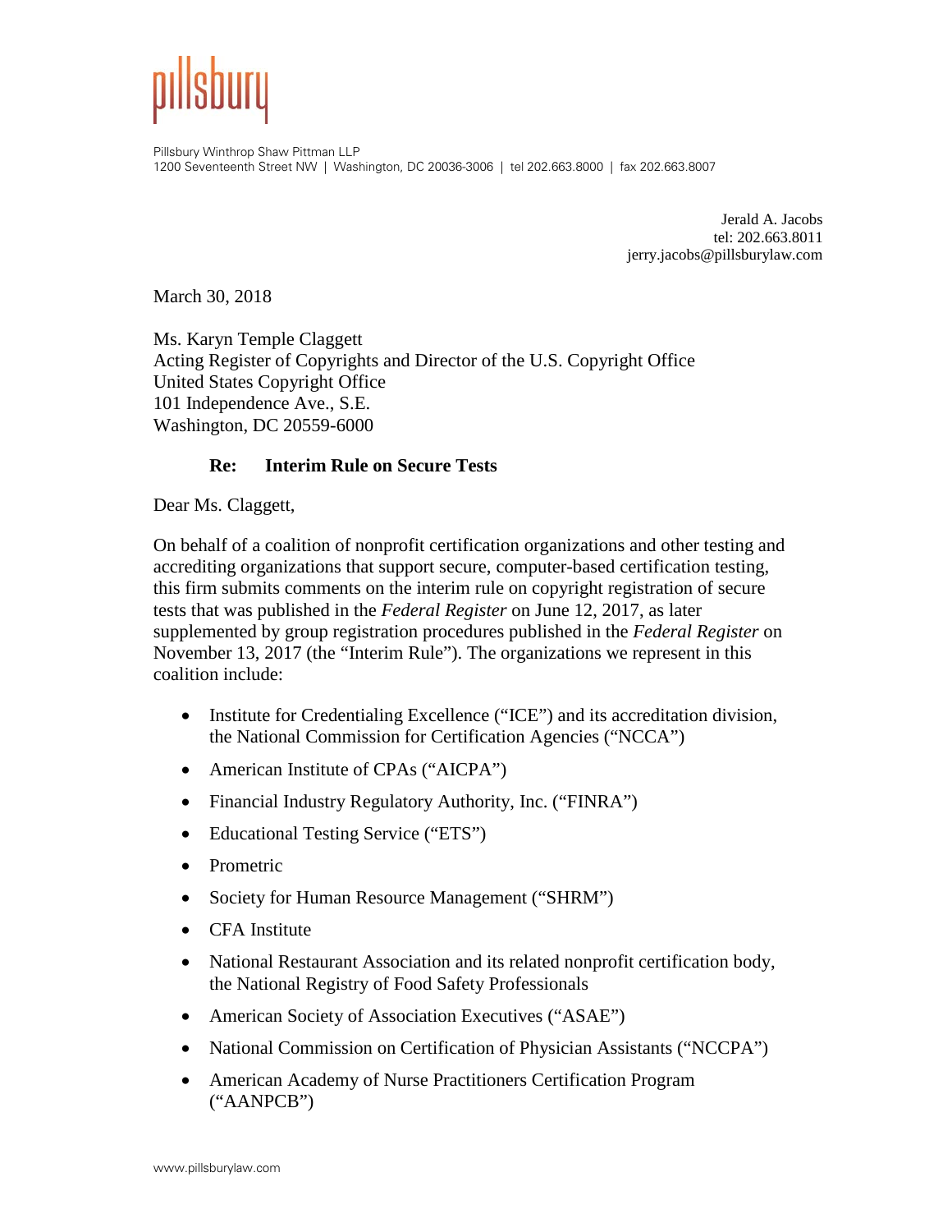pillsbury

Pillsbury Winthrop Shaw Pittman LLP
1200 Seventeenth Street NW | Washington, DC 20036-3006 | tel 202.663.8000 | fax 202.663.8007

Jerald A. Jacobs
tel: 202.663.8011
jerry.jacobs@pillsburylaw.com

March 30, 2018

Ms. Karyn Temple Claggett
Acting Register of Copyrights and Director of the U.S. Copyright Office
United States Copyright Office
101 Independence Ave., S.E.
Washington, DC 20559-6000

**Re: Interim Rule on Secure Tests**

Dear Ms. Claggett,

On behalf of a coalition of nonprofit certification organizations and other testing and accrediting organizations that support secure, computer-based certification testing, this firm submits comments on the interim rule on copyright registration of secure tests that was published in the *Federal Register* on June 12, 2017, as later supplemented by group registration procedures published in the *Federal Register* on November 13, 2017 (the "Interim Rule"). The organizations we represent in this coalition include:

- Institute for Credentialing Excellence ("ICE") and its accreditation division, the National Commission for Certification Agencies ("NCCA")
- American Institute of CPAs ("AICPA")
- Financial Industry Regulatory Authority, Inc. ("FINRA")
- Educational Testing Service ("ETS")
- Prometric
- Society for Human Resource Management ("SHRM")
- CFA Institute
- National Restaurant Association and its related nonprofit certification body, the National Registry of Food Safety Professionals
- American Society of Association Executives ("ASAE")
- National Commission on Certification of Physician Assistants ("NCCPA")
- American Academy of Nurse Practitioners Certification Program ("AANPCB")

www.pillsburylaw.com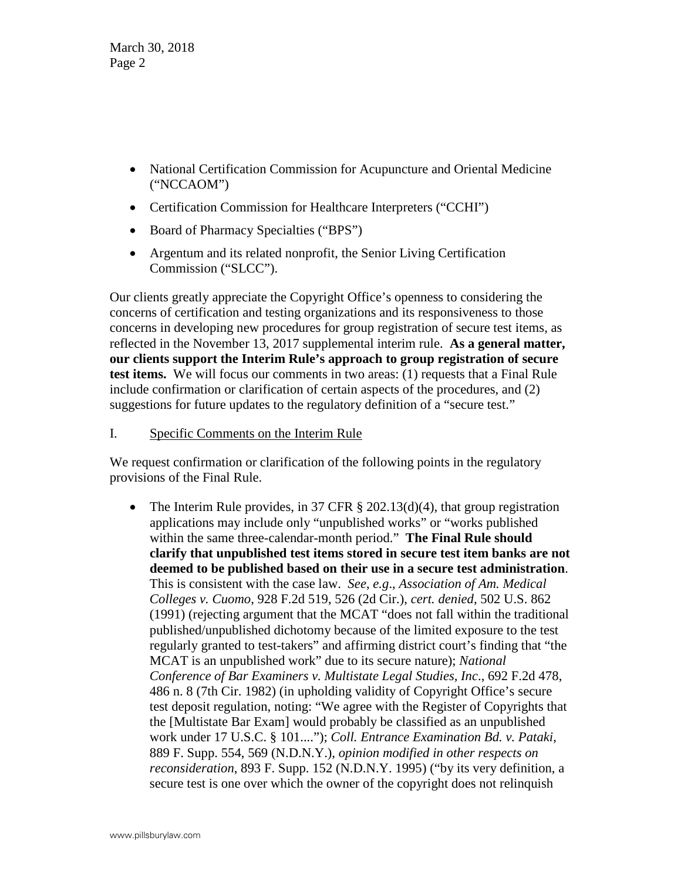- National Certification Commission for Acupuncture and Oriental Medicine ("NCCAOM")
- Certification Commission for Healthcare Interpreters ("CCHI")
- Board of Pharmacy Specialties ("BPS")
- Argentum and its related nonprofit, the Senior Living Certification Commission ("SLCC").

Our clients greatly appreciate the Copyright Office's openness to considering the concerns of certification and testing organizations and its responsiveness to those concerns in developing new procedures for group registration of secure test items, as reflected in the November 13, 2017 supplemental interim rule. **As a general matter, our clients support the Interim Rule's approach to group registration of secure test items.** We will focus our comments in two areas: (1) requests that a Final Rule include confirmation or clarification of certain aspects of the procedures, and (2) suggestions for future updates to the regulatory definition of a "secure test."

I. Specific Comments on the Interim Rule

We request confirmation or clarification of the following points in the regulatory provisions of the Final Rule.

- The Interim Rule provides, in 37 CFR § 202.13(d)(4), that group registration applications may include only "unpublished works" or "works published within the same three-calendar-month period." **The Final Rule should clarify that unpublished test items stored in secure test item banks are not deemed to be published based on their use in a secure test administration**. This is consistent with the case law. *See*, *e.g*., *Association of Am. Medical Colleges v. Cuomo*, 928 F.2d 519, 526 (2d Cir.), *cert. denied*, 502 U.S. 862 (1991) (rejecting argument that the MCAT "does not fall within the traditional published/unpublished dichotomy because of the limited exposure to the test regularly granted to test-takers" and affirming district court's finding that "the MCAT is an unpublished work" due to its secure nature); *National Conference of Bar Examiners v. Multistate Legal Studies, Inc*., 692 F.2d 478, 486 n. 8 (7th Cir. 1982) (in upholding validity of Copyright Office's secure test deposit regulation, noting: "We agree with the Register of Copyrights that the [Multistate Bar Exam] would probably be classified as an unpublished work under 17 U.S.C. § 101...."); *Coll. Entrance Examination Bd. v. Pataki*, 889 F. Supp. 554, 569 (N.D.N.Y.), *opinion modified in other respects on reconsideration*, 893 F. Supp. 152 (N.D.N.Y. 1995) ("by its very definition, a secure test is one over which the owner of the copyright does not relinquish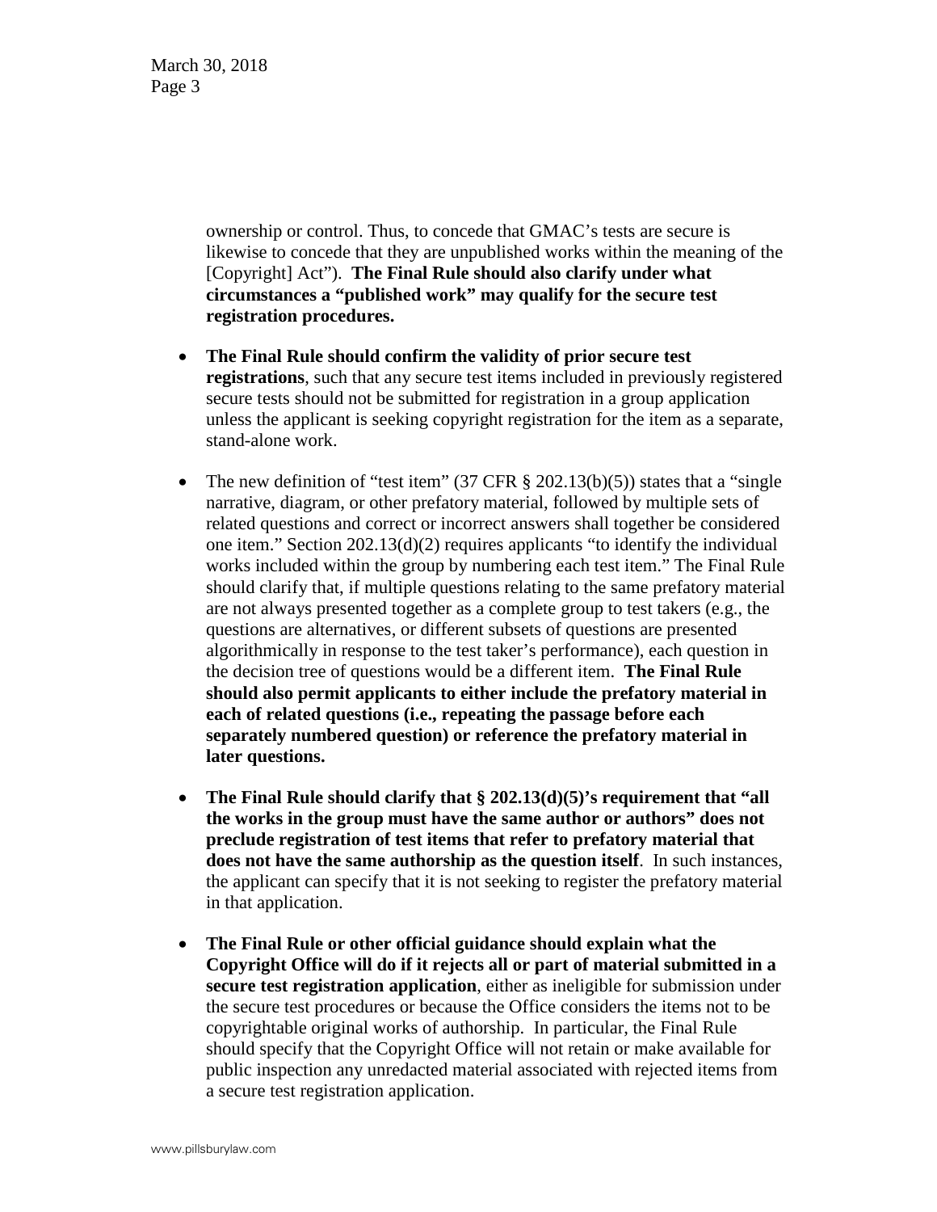ownership or control. Thus, to concede that GMAC's tests are secure is likewise to concede that they are unpublished works within the meaning of the [Copyright] Act"). **The Final Rule should also clarify under what circumstances a "published work" may qualify for the secure test registration procedures.**

- **The Final Rule should confirm the validity of prior secure test registrations**, such that any secure test items included in previously registered secure tests should not be submitted for registration in a group application unless the applicant is seeking copyright registration for the item as a separate, stand-alone work.

- The new definition of "test item" (37 CFR § 202.13(b)(5)) states that a "single narrative, diagram, or other prefatory material, followed by multiple sets of related questions and correct or incorrect answers shall together be considered one item." Section 202.13(d)(2) requires applicants "to identify the individual works included within the group by numbering each test item." The Final Rule should clarify that, if multiple questions relating to the same prefatory material are not always presented together as a complete group to test takers (e.g., the questions are alternatives, or different subsets of questions are presented algorithmically in response to the test taker's performance), each question in the decision tree of questions would be a different item. **The Final Rule should also permit applicants to either include the prefatory material in each of related questions (i.e., repeating the passage before each separately numbered question) or reference the prefatory material in later questions.**

- **The Final Rule should clarify that § 202.13(d)(5)'s requirement that "all the works in the group must have the same author or authors" does not preclude registration of test items that refer to prefatory material that does not have the same authorship as the question itself**. In such instances, the applicant can specify that it is not seeking to register the prefatory material in that application.

- **The Final Rule or other official guidance should explain what the Copyright Office will do if it rejects all or part of material submitted in a secure test registration application**, either as ineligible for submission under the secure test procedures or because the Office considers the items not to be copyrightable original works of authorship. In particular, the Final Rule should specify that the Copyright Office will not retain or make available for public inspection any unredacted material associated with rejected items from a secure test registration application.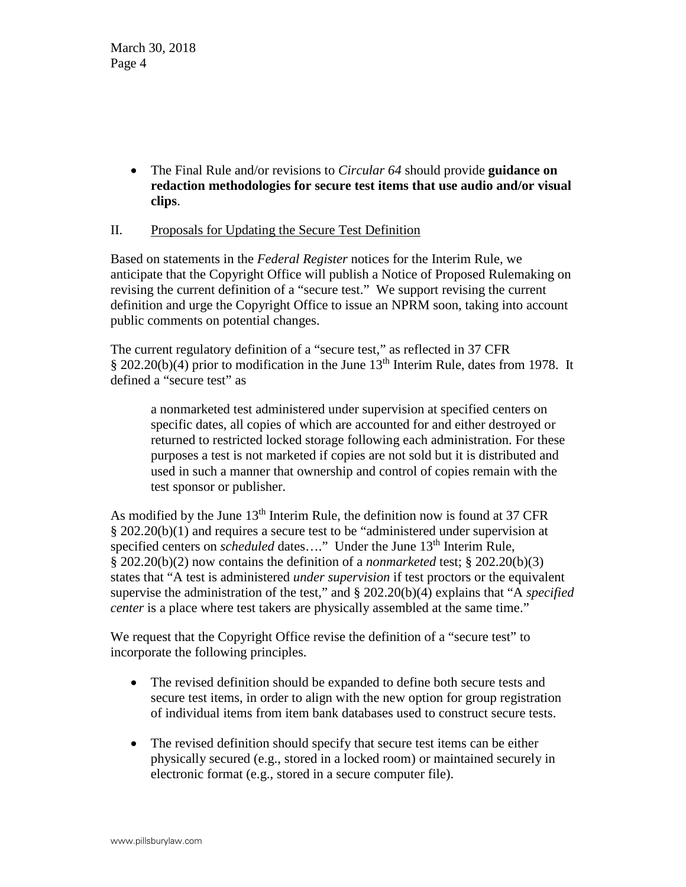- The Final Rule and/or revisions to *Circular 64* should provide **guidance on redaction methodologies for secure test items that use audio and/or visual clips**.

II. Proposals for Updating the Secure Test Definition

Based on statements in the *Federal Register* notices for the Interim Rule, we anticipate that the Copyright Office will publish a Notice of Proposed Rulemaking on revising the current definition of a "secure test." We support revising the current definition and urge the Copyright Office to issue an NPRM soon, taking into account public comments on potential changes.

The current regulatory definition of a "secure test," as reflected in 37 CFR § 202.20(b)(4) prior to modification in the June 13th Interim Rule, dates from 1978. It defined a "secure test" as

> a nonmarketed test administered under supervision at specified centers on specific dates, all copies of which are accounted for and either destroyed or returned to restricted locked storage following each administration. For these purposes a test is not marketed if copies are not sold but it is distributed and used in such a manner that ownership and control of copies remain with the test sponsor or publisher.

As modified by the June 13th Interim Rule, the definition now is found at 37 CFR § 202.20(b)(1) and requires a secure test to be "administered under supervision at specified centers on *scheduled* dates…." Under the June 13th Interim Rule, § 202.20(b)(2) now contains the definition of a *nonmarketed* test; § 202.20(b)(3) states that "A test is administered *under supervision* if test proctors or the equivalent supervise the administration of the test," and § 202.20(b)(4) explains that "A *specified center* is a place where test takers are physically assembled at the same time."

We request that the Copyright Office revise the definition of a "secure test" to incorporate the following principles.

- The revised definition should be expanded to define both secure tests and secure test items, in order to align with the new option for group registration of individual items from item bank databases used to construct secure tests.

- The revised definition should specify that secure test items can be either physically secured (e.g., stored in a locked room) or maintained securely in electronic format (e.g., stored in a secure computer file).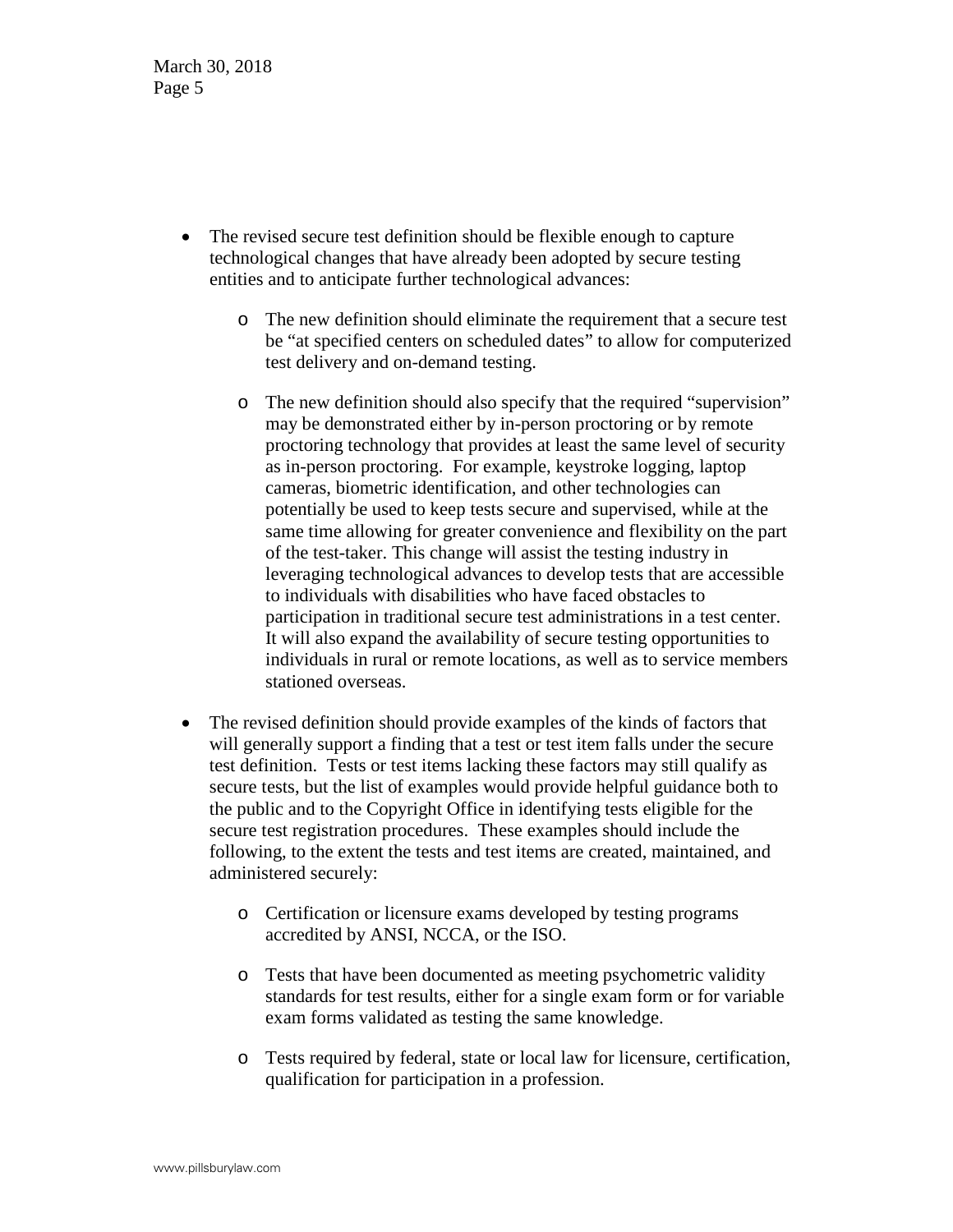- The revised secure test definition should be flexible enough to capture technological changes that have already been adopted by secure testing entities and to anticipate further technological advances:
  - The new definition should eliminate the requirement that a secure test be "at specified centers on scheduled dates" to allow for computerized test delivery and on-demand testing.
  - The new definition should also specify that the required "supervision" may be demonstrated either by in-person proctoring or by remote proctoring technology that provides at least the same level of security as in-person proctoring. For example, keystroke logging, laptop cameras, biometric identification, and other technologies can potentially be used to keep tests secure and supervised, while at the same time allowing for greater convenience and flexibility on the part of the test-taker. This change will assist the testing industry in leveraging technological advances to develop tests that are accessible to individuals with disabilities who have faced obstacles to participation in traditional secure test administrations in a test center. It will also expand the availability of secure testing opportunities to individuals in rural or remote locations, as well as to service members stationed overseas.
- The revised definition should provide examples of the kinds of factors that will generally support a finding that a test or test item falls under the secure test definition. Tests or test items lacking these factors may still qualify as secure tests, but the list of examples would provide helpful guidance both to the public and to the Copyright Office in identifying tests eligible for the secure test registration procedures. These examples should include the following, to the extent the tests and test items are created, maintained, and administered securely:
  - Certification or licensure exams developed by testing programs accredited by ANSI, NCCA, or the ISO.
  - Tests that have been documented as meeting psychometric validity standards for test results, either for a single exam form or for variable exam forms validated as testing the same knowledge.
  - Tests required by federal, state or local law for licensure, certification, qualification for participation in a profession.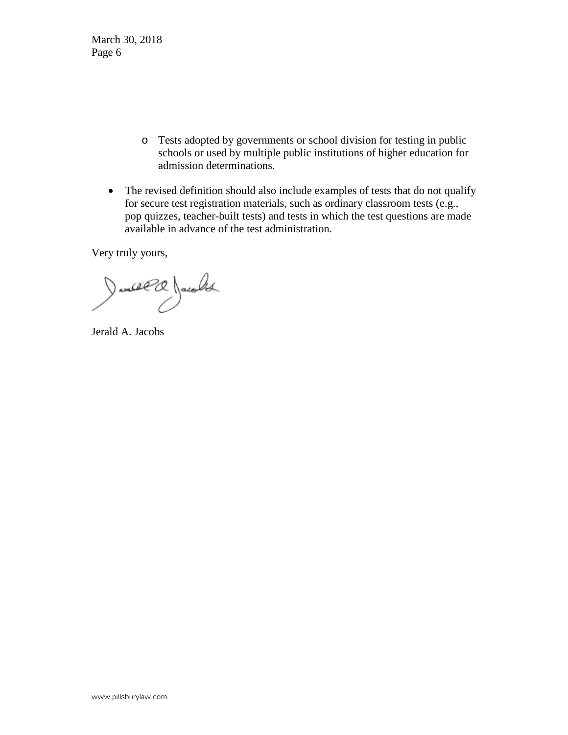- Tests adopted by governments or school division for testing in public schools or used by multiple public institutions of higher education for admission determinations.

- The revised definition should also include examples of tests that do not qualify for secure test registration materials, such as ordinary classroom tests (e.g., pop quizzes, teacher-built tests) and tests in which the test questions are made available in advance of the test administration.

Very truly yours,

Jerald A. Jacobs